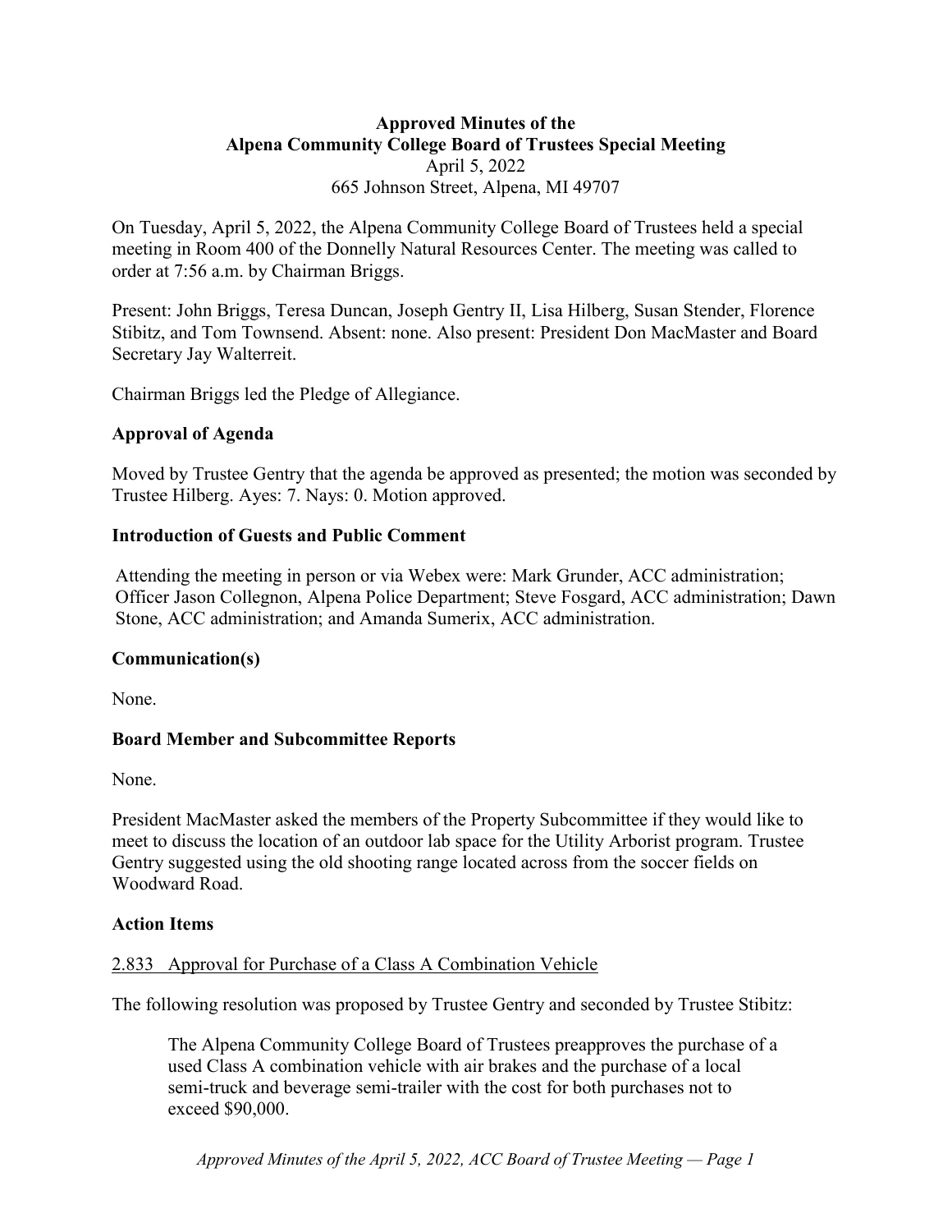**Approved Minutes of the**
**Alpena Community College Board of Trustees Special Meeting**
April 5, 2022
665 Johnson Street, Alpena, MI 49707

On Tuesday, April 5, 2022, the Alpena Community College Board of Trustees held a special meeting in Room 400 of the Donnelly Natural Resources Center. The meeting was called to order at 7:56 a.m. by Chairman Briggs.

Present: John Briggs, Teresa Duncan, Joseph Gentry II, Lisa Hilberg, Susan Stender, Florence Stibitz, and Tom Townsend. Absent: none. Also present: President Don MacMaster and Board Secretary Jay Walterreit.

Chairman Briggs led the Pledge of Allegiance.

## Approval of Agenda

Moved by Trustee Gentry that the agenda be approved as presented; the motion was seconded by Trustee Hilberg. Ayes: 7. Nays: 0. Motion approved.

## Introduction of Guests and Public Comment

Attending the meeting in person or via Webex were: Mark Grunder, ACC administration; Officer Jason Collegnon, Alpena Police Department; Steve Fosgard, ACC administration; Dawn Stone, ACC administration; and Amanda Sumerix, ACC administration.

## Communication(s)

None.

## Board Member and Subcommittee Reports

None.

President MacMaster asked the members of the Property Subcommittee if they would like to meet to discuss the location of an outdoor lab space for the Utility Arborist program. Trustee Gentry suggested using the old shooting range located across from the soccer fields on Woodward Road.

## Action Items

2.833 Approval for Purchase of a Class A Combination Vehicle

The following resolution was proposed by Trustee Gentry and seconded by Trustee Stibitz:

> The Alpena Community College Board of Trustees preapproves the purchase of a used Class A combination vehicle with air brakes and the purchase of a local semi-truck and beverage semi-trailer with the cost for both purchases not to exceed $90,000.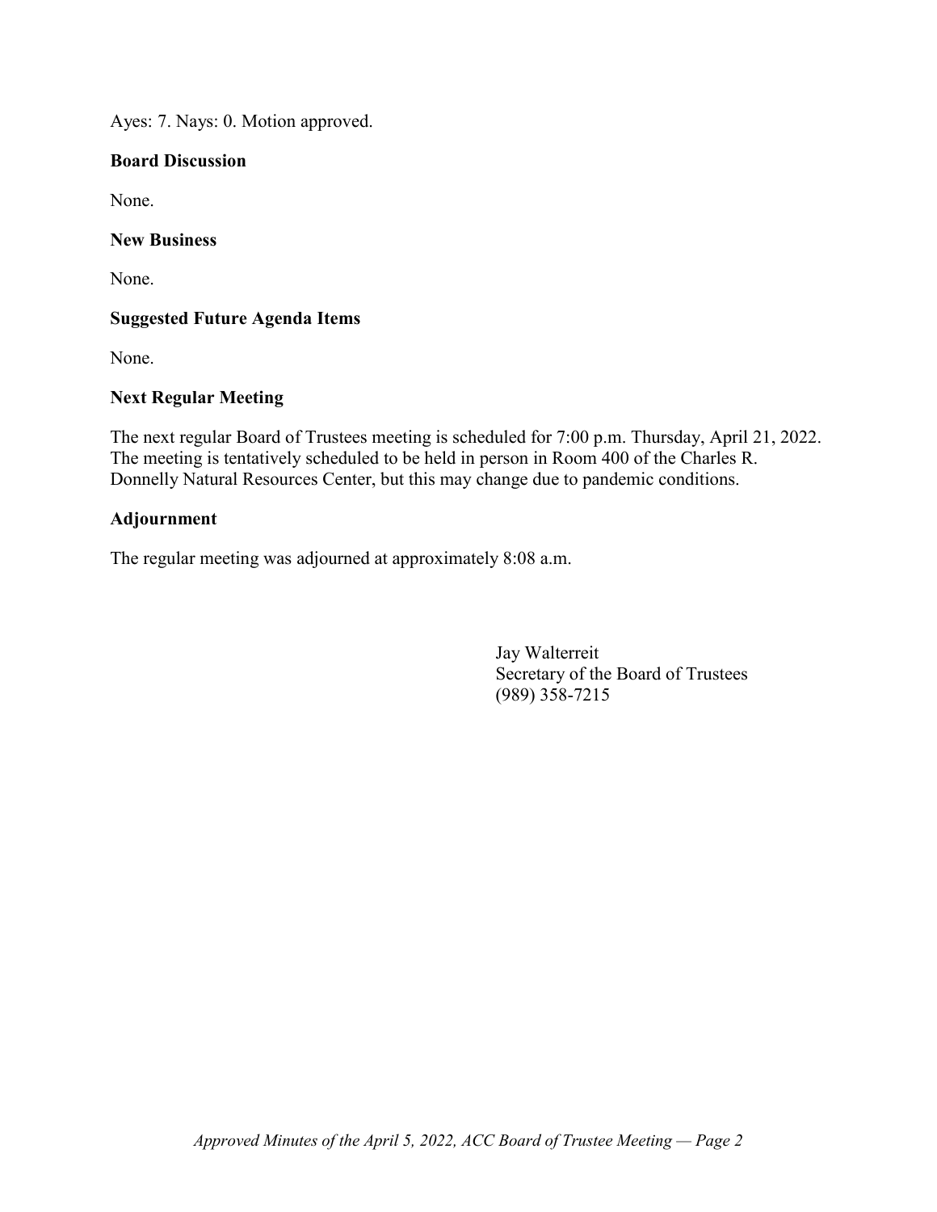Ayes: 7. Nays: 0. Motion approved.

**Board Discussion**

None.

**New Business**

None.

**Suggested Future Agenda Items**

None.

**Next Regular Meeting**

The next regular Board of Trustees meeting is scheduled for 7:00 p.m. Thursday, April 21, 2022. The meeting is tentatively scheduled to be held in person in Room 400 of the Charles R. Donnelly Natural Resources Center, but this may change due to pandemic conditions.

**Adjournment**

The regular meeting was adjourned at approximately 8:08 a.m.

Jay Walterreit
Secretary of the Board of Trustees
(989) 358-7215